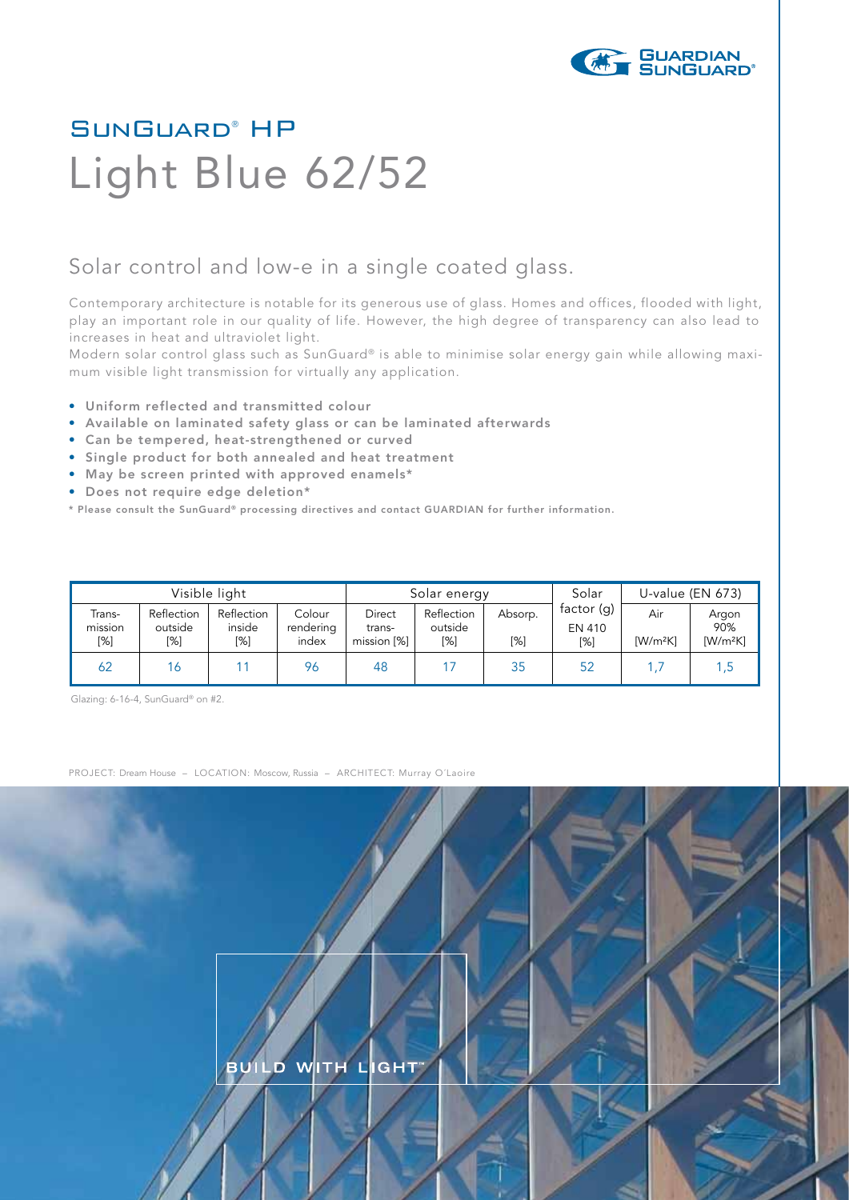# SunGuard® HP Light Blue 62/52

## Solar control and low-e in a single coated glass.

Contemporary architecture is notable for its generous use of glass. Homes and offices, flooded with light, play an important role in our quality of life. However, the high degree of transparency can also lead to increases in heat and ultraviolet light.

Modern solar control glass such as SunGuard® is able to minimise solar energy gain while allowing maximum visible light transmission for virtually any application.

- **Uniform reflected and transmitted colour**
- **Available on laminated safety glass or can be laminated afterwards**
- **Can be tempered, heat-strengthened or curved**
- **Single product for both annealed and heat treatment**
- **May be screen printed with approved enamels***
- **Does not require edge deletion***

**\* Please consult the SunGuard® processing directives and contact GUARDIAN for further information.**

| Visible light | | | | Solar energy | | | Solar | U-value (EN 673) | |
|---|---|---|---|---|---|---|---|---|---|
| Trans-mission [%] | Reflection outside [%] | Reflection inside [%] | Colour rendering index | Direct trans-mission [%] | Reflection outside [%] | Absorp. [%] | factor (g) EN 410 [%] | Air [W/m²K] | Argon 90% [W/m²K] |
| 62 | 16 | 11 | 96 | 48 | 17 | 35 | 52 | 1,7 | 1,5 |

Glazing: 6-16-4, SunGuard® on #2.

PROJECT: Dream House – LOCATION: Moscow, Russia – ARCHITECT: Murray O'Laoire

BUILD WITH LIGHT™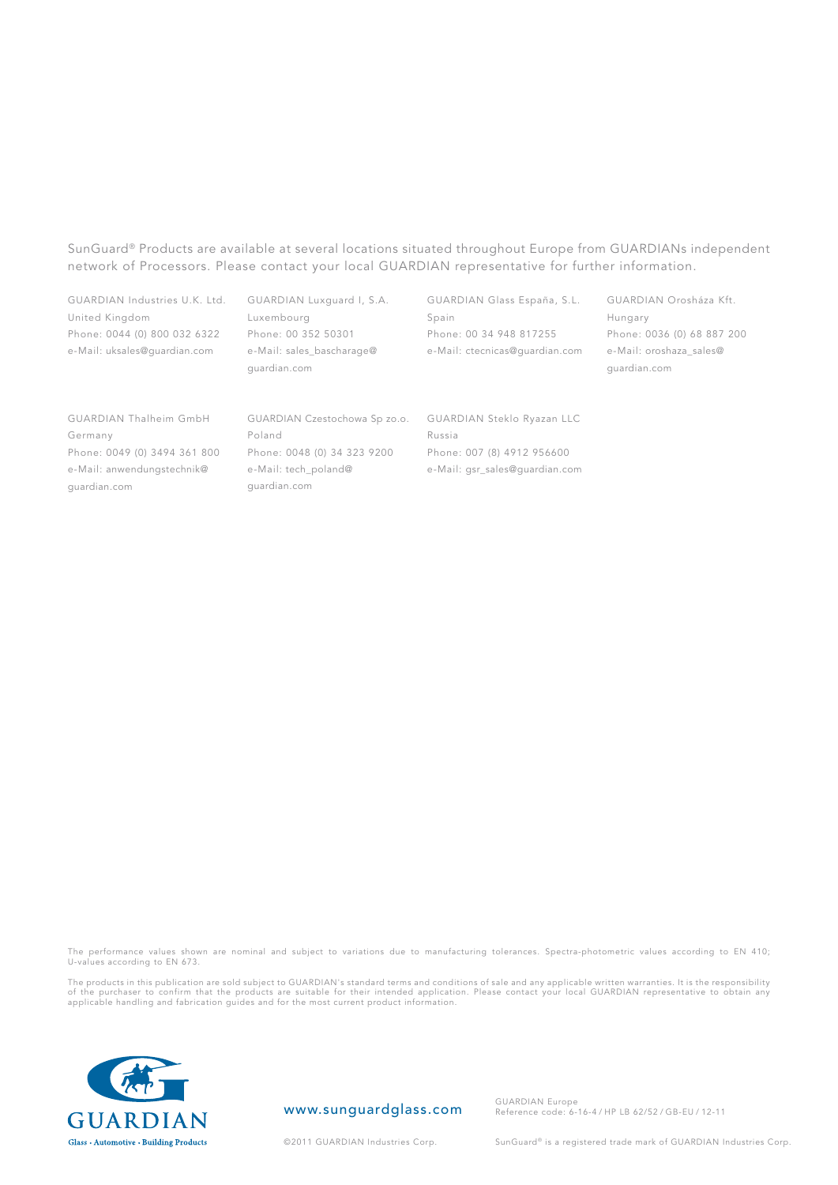SunGuard® Products are available at several locations situated throughout Europe from GUARDIANs independent network of Processors. Please contact your local GUARDIAN representative for further information.

GUARDIAN Industries U.K. Ltd.
United Kingdom
Phone: 0044 (0) 800 032 6322
e-Mail: uksales@guardian.com

GUARDIAN Luxguard I, S.A.
Luxembourg
Phone: 00 352 50301
e-Mail: sales_bascharage@guardian.com

GUARDIAN Glass España, S.L.
Spain
Phone: 00 34 948 817255
e-Mail: ctecnicas@guardian.com

GUARDIAN Orosháza Kft.
Hungary
Phone: 0036 (0) 68 887 200
e-Mail: oroshaza_sales@guardian.com

GUARDIAN Thalheim GmbH
Germany
Phone: 0049 (0) 3494 361 800
e-Mail: anwendungstechnik@guardian.com

GUARDIAN Czestochowa Sp zo.o.
Poland
Phone: 0048 (0) 34 323 9200
e-Mail: tech_poland@guardian.com

GUARDIAN Steklo Ryazan LLC
Russia
Phone: 007 (8) 4912 956600
e-Mail: gsr_sales@guardian.com

The performance values shown are nominal and subject to variations due to manufacturing tolerances. Spectra-photometric values according to EN 410; U-values according to EN 673.

The products in this publication are sold subject to GUARDIAN's standard terms and conditions of sale and any applicable written warranties. It is the responsibility of the purchaser to confirm that the products are suitable for their intended application. Please contact your local GUARDIAN representative to obtain any applicable handling and fabrication guides and for the most current product information.

GUARDIAN
Glass · Automotive · Building Products

www.sunguardglass.com

GUARDIAN Europe
Reference code: 6-16-4 / HP LB 62/52 / GB-EU / 12-11

©2011 GUARDIAN Industries Corp.

SunGuard® is a registered trade mark of GUARDIAN Industries Corp.